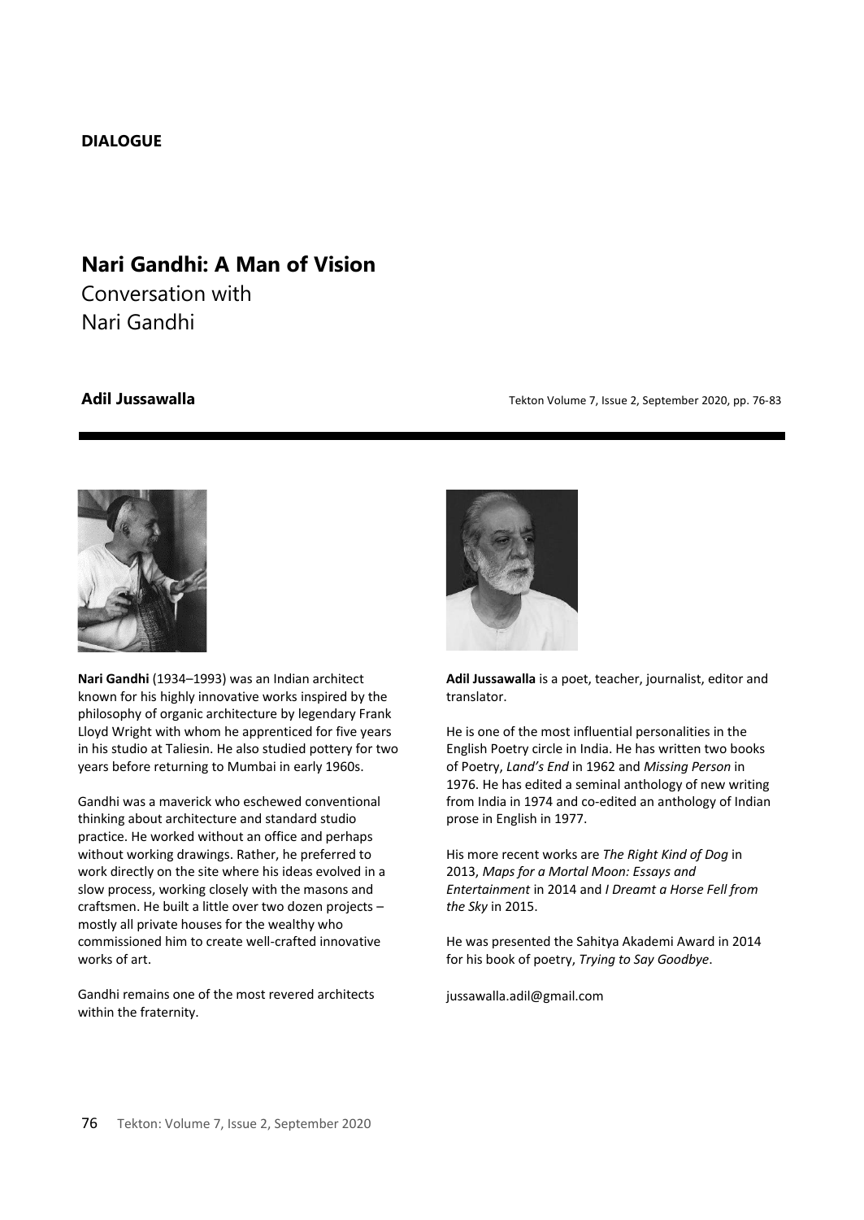**DIALOGUE**

# Nari Gandhi: A Man of Vision

Conversation with
Nari Gandhi

**Adil Jussawalla**

**Nari Gandhi** (1934–1993) was an Indian architect known for his highly innovative works inspired by the philosophy of organic architecture by legendary Frank Lloyd Wright with whom he apprenticed for five years in his studio at Taliesin. He also studied pottery for two years before returning to Mumbai in early 1960s.

Gandhi was a maverick who eschewed conventional thinking about architecture and standard studio practice. He worked without an office and perhaps without working drawings. Rather, he preferred to work directly on the site where his ideas evolved in a slow process, working closely with the masons and craftsmen. He built a little over two dozen projects – mostly all private houses for the wealthy who commissioned him to create well-crafted innovative works of art.

Gandhi remains one of the most revered architects within the fraternity.

**Adil Jussawalla** is a poet, teacher, journalist, editor and translator.

He is one of the most influential personalities in the English Poetry circle in India. He has written two books of Poetry, *Land's End* in 1962 and *Missing Person* in 1976. He has edited a seminal anthology of new writing from India in 1974 and co-edited an anthology of Indian prose in English in 1977.

His more recent works are *The Right Kind of Dog* in 2013, *Maps for a Mortal Moon: Essays and Entertainment* in 2014 and *I Dreamt a Horse Fell from the Sky* in 2015.

He was presented the Sahitya Akademi Award in 2014 for his book of poetry, *Trying to Say Goodbye*.

jussawalla.adil@gmail.com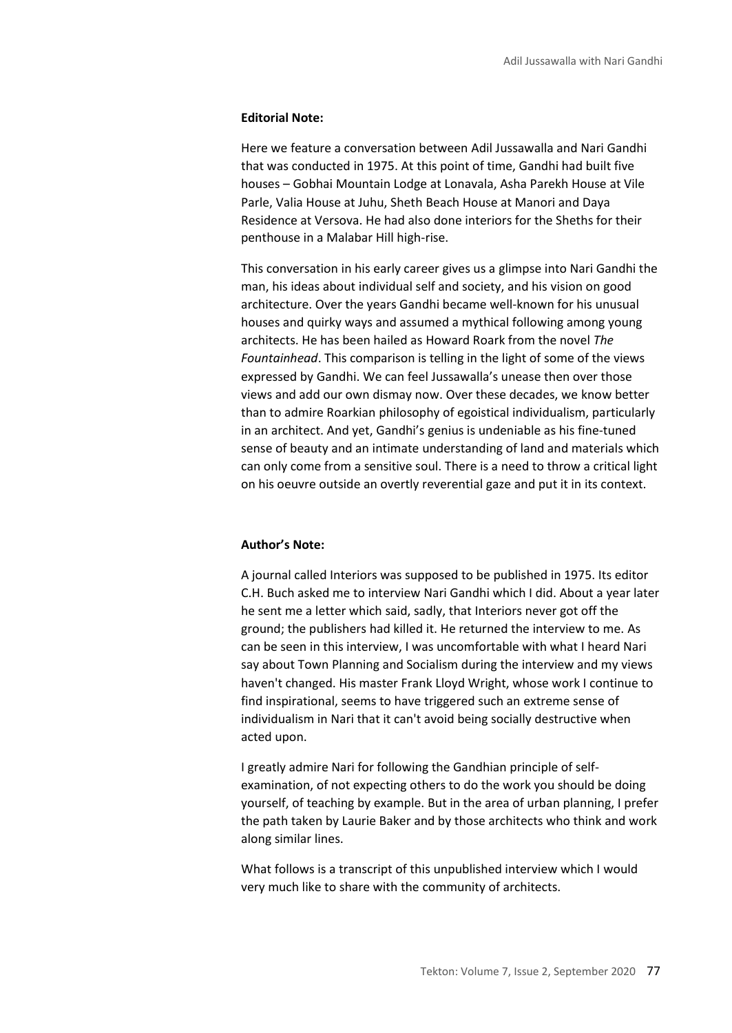**Editorial Note:**

Here we feature a conversation between Adil Jussawalla and Nari Gandhi that was conducted in 1975. At this point of time, Gandhi had built five houses – Gobhai Mountain Lodge at Lonavala, Asha Parekh House at Vile Parle, Valia House at Juhu, Sheth Beach House at Manori and Daya Residence at Versova. He had also done interiors for the Sheths for their penthouse in a Malabar Hill high-rise.

This conversation in his early career gives us a glimpse into Nari Gandhi the man, his ideas about individual self and society, and his vision on good architecture. Over the years Gandhi became well-known for his unusual houses and quirky ways and assumed a mythical following among young architects. He has been hailed as Howard Roark from the novel *The Fountainhead*. This comparison is telling in the light of some of the views expressed by Gandhi. We can feel Jussawalla's unease then over those views and add our own dismay now. Over these decades, we know better than to admire Roarkian philosophy of egoistical individualism, particularly in an architect. And yet, Gandhi's genius is undeniable as his fine-tuned sense of beauty and an intimate understanding of land and materials which can only come from a sensitive soul. There is a need to throw a critical light on his oeuvre outside an overtly reverential gaze and put it in its context.

**Author's Note:**

A journal called Interiors was supposed to be published in 1975. Its editor C.H. Buch asked me to interview Nari Gandhi which I did. About a year later he sent me a letter which said, sadly, that Interiors never got off the ground; the publishers had killed it. He returned the interview to me. As can be seen in this interview, I was uncomfortable with what I heard Nari say about Town Planning and Socialism during the interview and my views haven't changed. His master Frank Lloyd Wright, whose work I continue to find inspirational, seems to have triggered such an extreme sense of individualism in Nari that it can't avoid being socially destructive when acted upon.

I greatly admire Nari for following the Gandhian principle of self-examination, of not expecting others to do the work you should be doing yourself, of teaching by example. But in the area of urban planning, I prefer the path taken by Laurie Baker and by those architects who think and work along similar lines.

What follows is a transcript of this unpublished interview which I would very much like to share with the community of architects.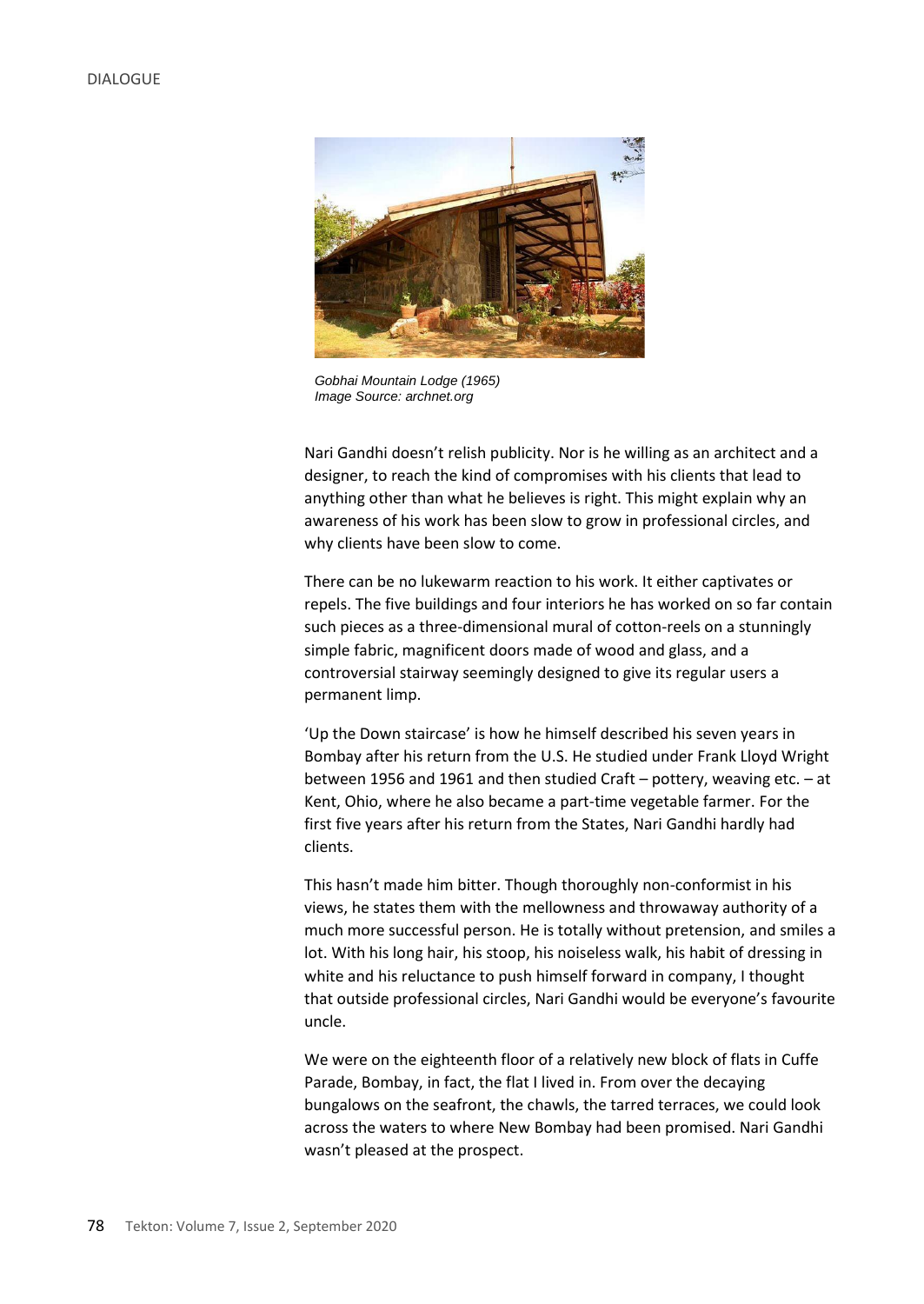*Gobhai Mountain Lodge (1965)*
*Image Source: archnet.org*

Nari Gandhi doesn't relish publicity. Nor is he willing as an architect and a designer, to reach the kind of compromises with his clients that lead to anything other than what he believes is right. This might explain why an awareness of his work has been slow to grow in professional circles, and why clients have been slow to come.

There can be no lukewarm reaction to his work. It either captivates or repels. The five buildings and four interiors he has worked on so far contain such pieces as a three-dimensional mural of cotton-reels on a stunningly simple fabric, magnificent doors made of wood and glass, and a controversial stairway seemingly designed to give its regular users a permanent limp.

'Up the Down staircase' is how he himself described his seven years in Bombay after his return from the U.S. He studied under Frank Lloyd Wright between 1956 and 1961 and then studied Craft – pottery, weaving etc. – at Kent, Ohio, where he also became a part-time vegetable farmer. For the first five years after his return from the States, Nari Gandhi hardly had clients.

This hasn't made him bitter. Though thoroughly non-conformist in his views, he states them with the mellowness and throwaway authority of a much more successful person. He is totally without pretension, and smiles a lot. With his long hair, his stoop, his noiseless walk, his habit of dressing in white and his reluctance to push himself forward in company, I thought that outside professional circles, Nari Gandhi would be everyone's favourite uncle.

We were on the eighteenth floor of a relatively new block of flats in Cuffe Parade, Bombay, in fact, the flat I lived in. From over the decaying bungalows on the seafront, the chawls, the tarred terraces, we could look across the waters to where New Bombay had been promised. Nari Gandhi wasn't pleased at the prospect.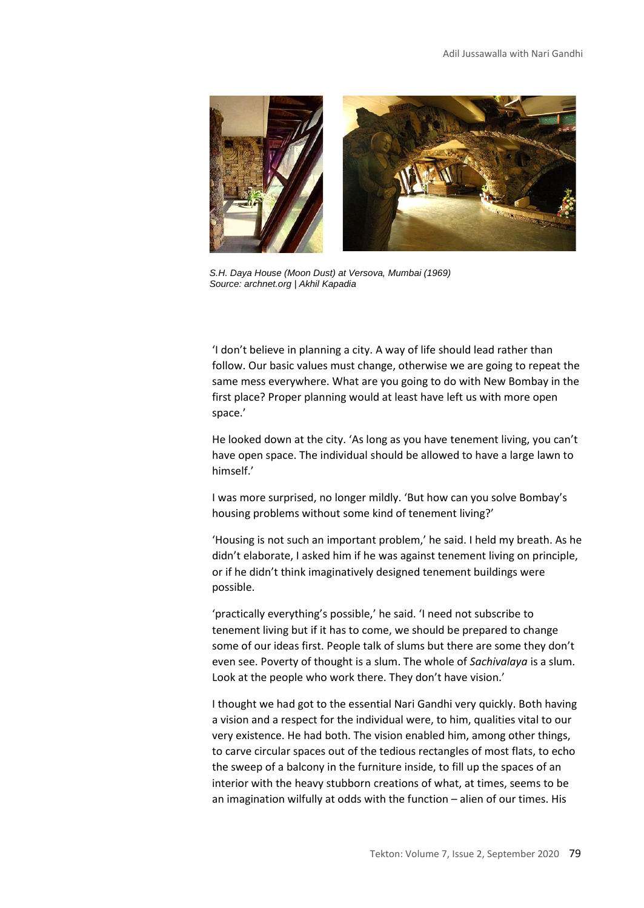*S.H. Daya House (Moon Dust) at Versova, Mumbai (1969)*
*Source: archnet.org | Akhil Kapadia*

'I don't believe in planning a city. A way of life should lead rather than follow. Our basic values must change, otherwise we are going to repeat the same mess everywhere. What are you going to do with New Bombay in the first place? Proper planning would at least have left us with more open space.'

He looked down at the city. 'As long as you have tenement living, you can't have open space. The individual should be allowed to have a large lawn to himself.'

I was more surprised, no longer mildly. 'But how can you solve Bombay's housing problems without some kind of tenement living?'

'Housing is not such an important problem,' he said. I held my breath. As he didn't elaborate, I asked him if he was against tenement living on principle, or if he didn't think imaginatively designed tenement buildings were possible.

'practically everything's possible,' he said. 'I need not subscribe to tenement living but if it has to come, we should be prepared to change some of our ideas first. People talk of slums but there are some they don't even see. Poverty of thought is a slum. The whole of *Sachivalaya* is a slum. Look at the people who work there. They don't have vision.'

I thought we had got to the essential Nari Gandhi very quickly. Both having a vision and a respect for the individual were, to him, qualities vital to our very existence. He had both. The vision enabled him, among other things, to carve circular spaces out of the tedious rectangles of most flats, to echo the sweep of a balcony in the furniture inside, to fill up the spaces of an interior with the heavy stubborn creations of what, at times, seems to be an imagination wilfully at odds with the function – alien of our times. His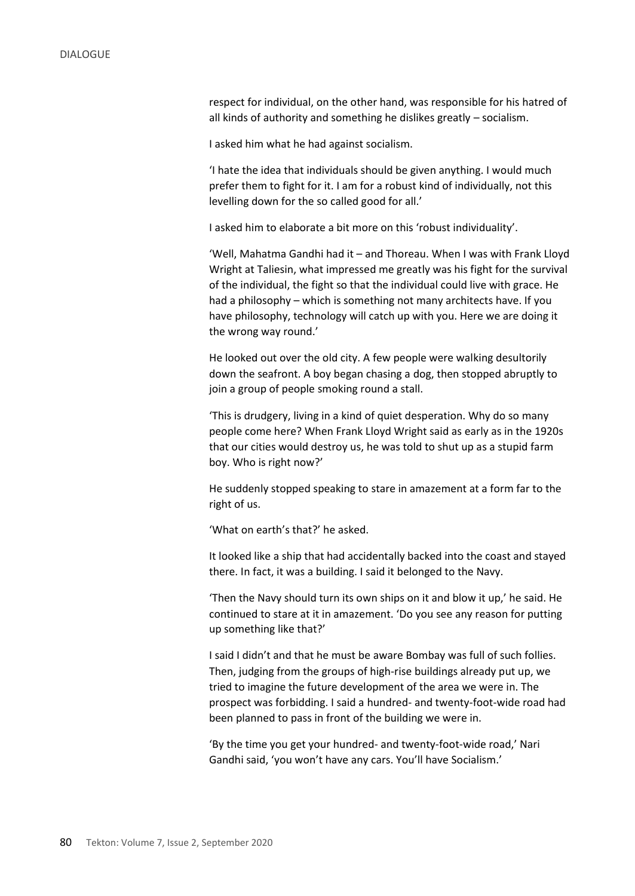respect for individual, on the other hand, was responsible for his hatred of all kinds of authority and something he dislikes greatly – socialism.

I asked him what he had against socialism.

'I hate the idea that individuals should be given anything. I would much prefer them to fight for it. I am for a robust kind of individually, not this levelling down for the so called good for all.'

I asked him to elaborate a bit more on this 'robust individuality'.

'Well, Mahatma Gandhi had it – and Thoreau. When I was with Frank Lloyd Wright at Taliesin, what impressed me greatly was his fight for the survival of the individual, the fight so that the individual could live with grace. He had a philosophy – which is something not many architects have. If you have philosophy, technology will catch up with you. Here we are doing it the wrong way round.'

He looked out over the old city. A few people were walking desultorily down the seafront. A boy began chasing a dog, then stopped abruptly to join a group of people smoking round a stall.

'This is drudgery, living in a kind of quiet desperation. Why do so many people come here? When Frank Lloyd Wright said as early as in the 1920s that our cities would destroy us, he was told to shut up as a stupid farm boy. Who is right now?'

He suddenly stopped speaking to stare in amazement at a form far to the right of us.

'What on earth's that?' he asked.

It looked like a ship that had accidentally backed into the coast and stayed there. In fact, it was a building. I said it belonged to the Navy.

'Then the Navy should turn its own ships on it and blow it up,' he said. He continued to stare at it in amazement. 'Do you see any reason for putting up something like that?'

I said I didn't and that he must be aware Bombay was full of such follies. Then, judging from the groups of high-rise buildings already put up, we tried to imagine the future development of the area we were in. The prospect was forbidding. I said a hundred- and twenty-foot-wide road had been planned to pass in front of the building we were in.

'By the time you get your hundred- and twenty-foot-wide road,' Nari Gandhi said, 'you won't have any cars. You'll have Socialism.'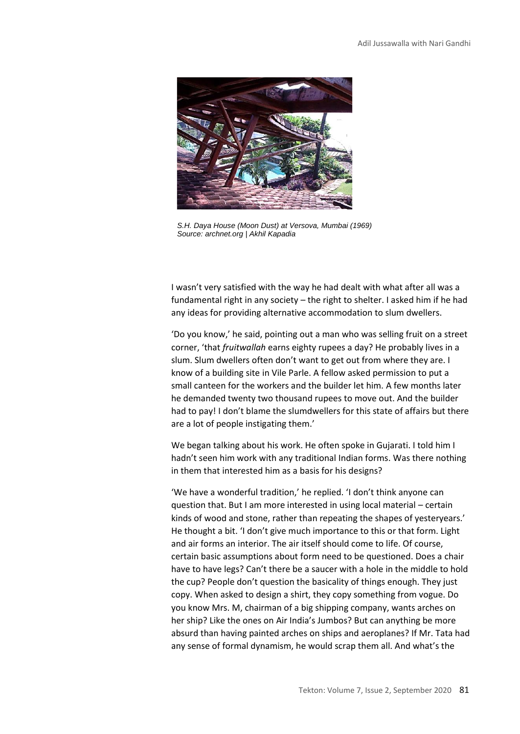*S.H. Daya House (Moon Dust) at Versova, Mumbai (1969)*
*Source: archnet.org | Akhil Kapadia*

I wasn't very satisfied with the way he had dealt with what after all was a fundamental right in any society – the right to shelter. I asked him if he had any ideas for providing alternative accommodation to slum dwellers.

'Do you know,' he said, pointing out a man who was selling fruit on a street corner, 'that *fruitwallah* earns eighty rupees a day? He probably lives in a slum. Slum dwellers often don't want to get out from where they are. I know of a building site in Vile Parle. A fellow asked permission to put a small canteen for the workers and the builder let him. A few months later he demanded twenty two thousand rupees to move out. And the builder had to pay! I don't blame the slumdwellers for this state of affairs but there are a lot of people instigating them.'

We began talking about his work. He often spoke in Gujarati. I told him I hadn't seen him work with any traditional Indian forms. Was there nothing in them that interested him as a basis for his designs?

'We have a wonderful tradition,' he replied. 'I don't think anyone can question that. But I am more interested in using local material – certain kinds of wood and stone, rather than repeating the shapes of yesteryears.' He thought a bit. 'I don't give much importance to this or that form. Light and air forms an interior. The air itself should come to life. Of course, certain basic assumptions about form need to be questioned. Does a chair have to have legs? Can't there be a saucer with a hole in the middle to hold the cup? People don't question the basicality of things enough. They just copy. When asked to design a shirt, they copy something from vogue. Do you know Mrs. M, chairman of a big shipping company, wants arches on her ship? Like the ones on Air India's Jumbos? But can anything be more absurd than having painted arches on ships and aeroplanes? If Mr. Tata had any sense of formal dynamism, he would scrap them all. And what's the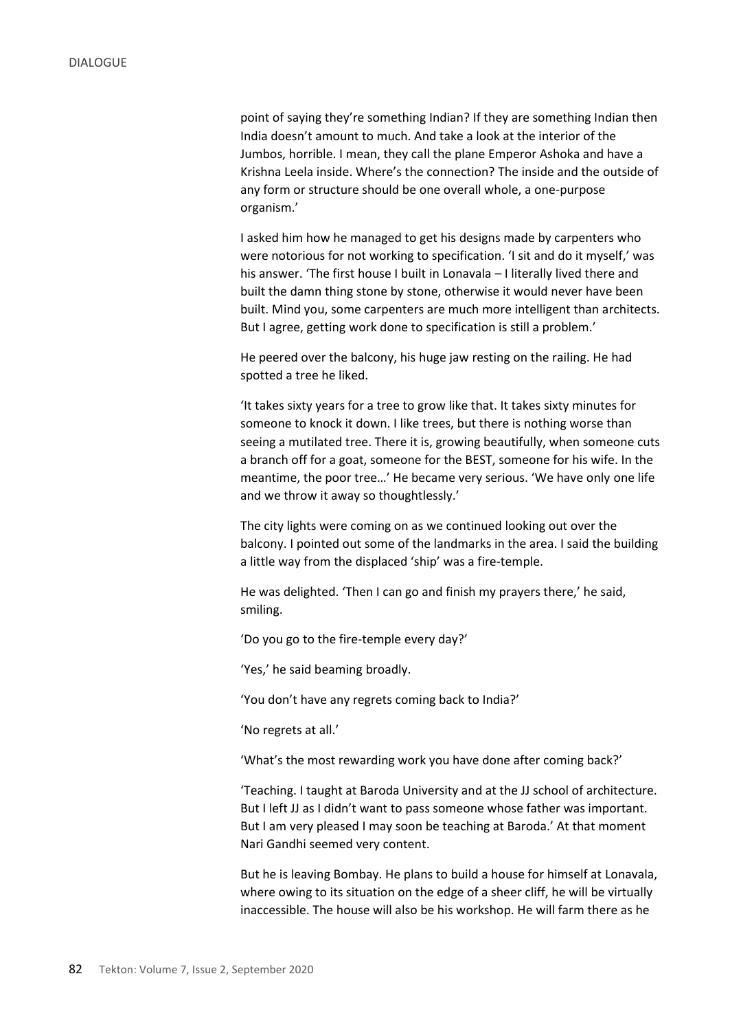point of saying they're something Indian? If they are something Indian then India doesn't amount to much. And take a look at the interior of the Jumbos, horrible. I mean, they call the plane Emperor Ashoka and have a Krishna Leela inside. Where's the connection? The inside and the outside of any form or structure should be one overall whole, a one-purpose organism.'

I asked him how he managed to get his designs made by carpenters who were notorious for not working to specification. 'I sit and do it myself,' was his answer. 'The first house I built in Lonavala – I literally lived there and built the damn thing stone by stone, otherwise it would never have been built. Mind you, some carpenters are much more intelligent than architects. But I agree, getting work done to specification is still a problem.'

He peered over the balcony, his huge jaw resting on the railing. He had spotted a tree he liked.

'It takes sixty years for a tree to grow like that. It takes sixty minutes for someone to knock it down. I like trees, but there is nothing worse than seeing a mutilated tree. There it is, growing beautifully, when someone cuts a branch off for a goat, someone for the BEST, someone for his wife. In the meantime, the poor tree…' He became very serious. 'We have only one life and we throw it away so thoughtlessly.'

The city lights were coming on as we continued looking out over the balcony. I pointed out some of the landmarks in the area. I said the building a little way from the displaced 'ship' was a fire-temple.

He was delighted. 'Then I can go and finish my prayers there,' he said, smiling.

'Do you go to the fire-temple every day?'

'Yes,' he said beaming broadly.

'You don't have any regrets coming back to India?'

'No regrets at all.'

'What's the most rewarding work you have done after coming back?'

'Teaching. I taught at Baroda University and at the JJ school of architecture. But I left JJ as I didn't want to pass someone whose father was important. But I am very pleased I may soon be teaching at Baroda.' At that moment Nari Gandhi seemed very content.

But he is leaving Bombay. He plans to build a house for himself at Lonavala, where owing to its situation on the edge of a sheer cliff, he will be virtually inaccessible. The house will also be his workshop. He will farm there as he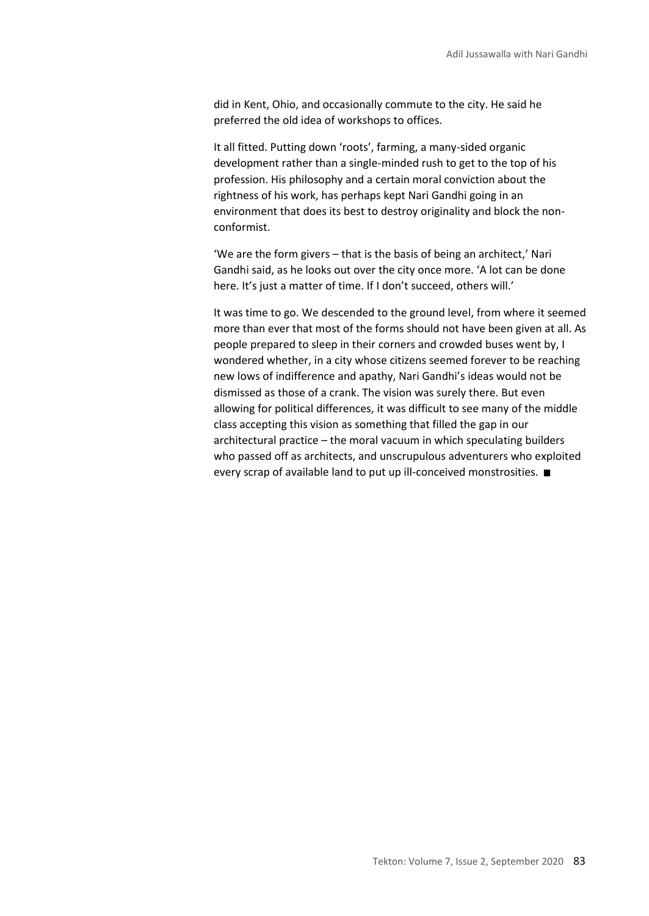did in Kent, Ohio, and occasionally commute to the city. He said he preferred the old idea of workshops to offices.

It all fitted. Putting down 'roots', farming, a many-sided organic development rather than a single-minded rush to get to the top of his profession. His philosophy and a certain moral conviction about the rightness of his work, has perhaps kept Nari Gandhi going in an environment that does its best to destroy originality and block the non-conformist.

'We are the form givers – that is the basis of being an architect,' Nari Gandhi said, as he looks out over the city once more. 'A lot can be done here. It's just a matter of time. If I don't succeed, others will.'

It was time to go. We descended to the ground level, from where it seemed more than ever that most of the forms should not have been given at all. As people prepared to sleep in their corners and crowded buses went by, I wondered whether, in a city whose citizens seemed forever to be reaching new lows of indifference and apathy, Nari Gandhi's ideas would not be dismissed as those of a crank. The vision was surely there. But even allowing for political differences, it was difficult to see many of the middle class accepting this vision as something that filled the gap in our architectural practice – the moral vacuum in which speculating builders who passed off as architects, and unscrupulous adventurers who exploited every scrap of available land to put up ill-conceived monstrosities. ■